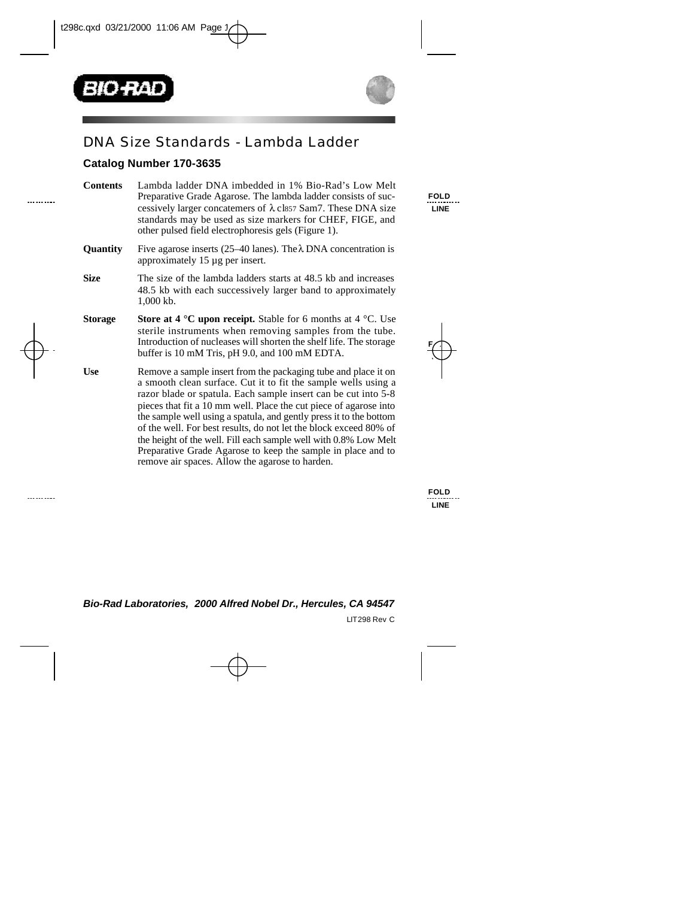# DNA Size Standards - Lambda Ladder

## Catalog Number 170-3635

**Contents** Lambda ladder DNA imbedded in 1% Bio-Rad's Low Melt Preparative Grade Agarose. The lambda ladder consists of successively larger concatemers of λ cI857 Sam7. These DNA size standards may be used as size markers for CHEF, FIGE, and other pulsed field electrophoresis gels (Figure 1).

**Quantity** Five agarose inserts (25–40 lanes). The λ DNA concentration is approximately 15 µg per insert.

**Size** The size of the lambda ladders starts at 48.5 kb and increases 48.5 kb with each successively larger band to approximately 1,000 kb.

**Storage** **Store at 4 °C upon receipt.** Stable for 6 months at 4 °C. Use sterile instruments when removing samples from the tube. Introduction of nucleases will shorten the shelf life. The storage buffer is 10 mM Tris, pH 9.0, and 100 mM EDTA.

**Use** Remove a sample insert from the packaging tube and place it on a smooth clean surface. Cut it to fit the sample wells using a razor blade or spatula. Each sample insert can be cut into 5-8 pieces that fit a 10 mm well. Place the cut piece of agarose into the sample well using a spatula, and gently press it to the bottom of the well. For best results, do not let the block exceed 80% of the height of the well. Fill each sample well with 0.8% Low Melt Preparative Grade Agarose to keep the sample in place and to remove air spaces. Allow the agarose to harden.

***Bio-Rad Laboratories, 2000 Alfred Nobel Dr., Hercules, CA 94547***

LIT298 Rev C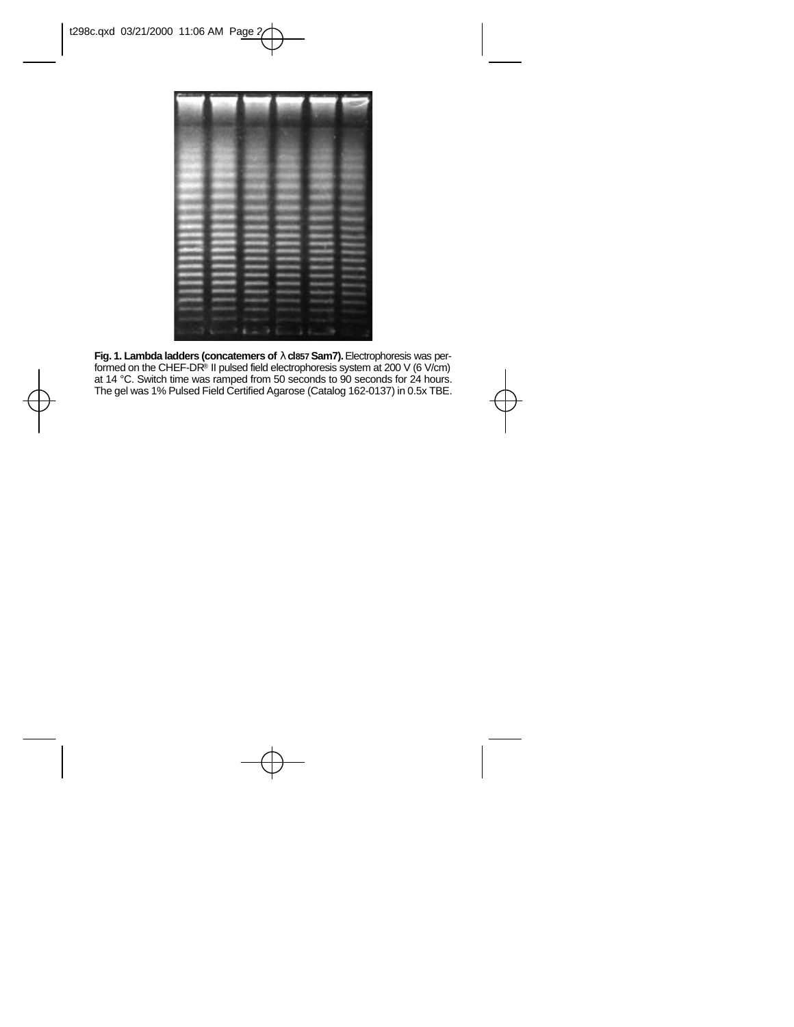**Fig. 1. Lambda ladders (concatemers of λ cI857 Sam7).** Electrophoresis was performed on the CHEF-DR® II pulsed field electrophoresis system at 200 V (6 V/cm) at 14 °C. Switch time was ramped from 50 seconds to 90 seconds for 24 hours. The gel was 1% Pulsed Field Certified Agarose (Catalog 162-0137) in 0.5x TBE.